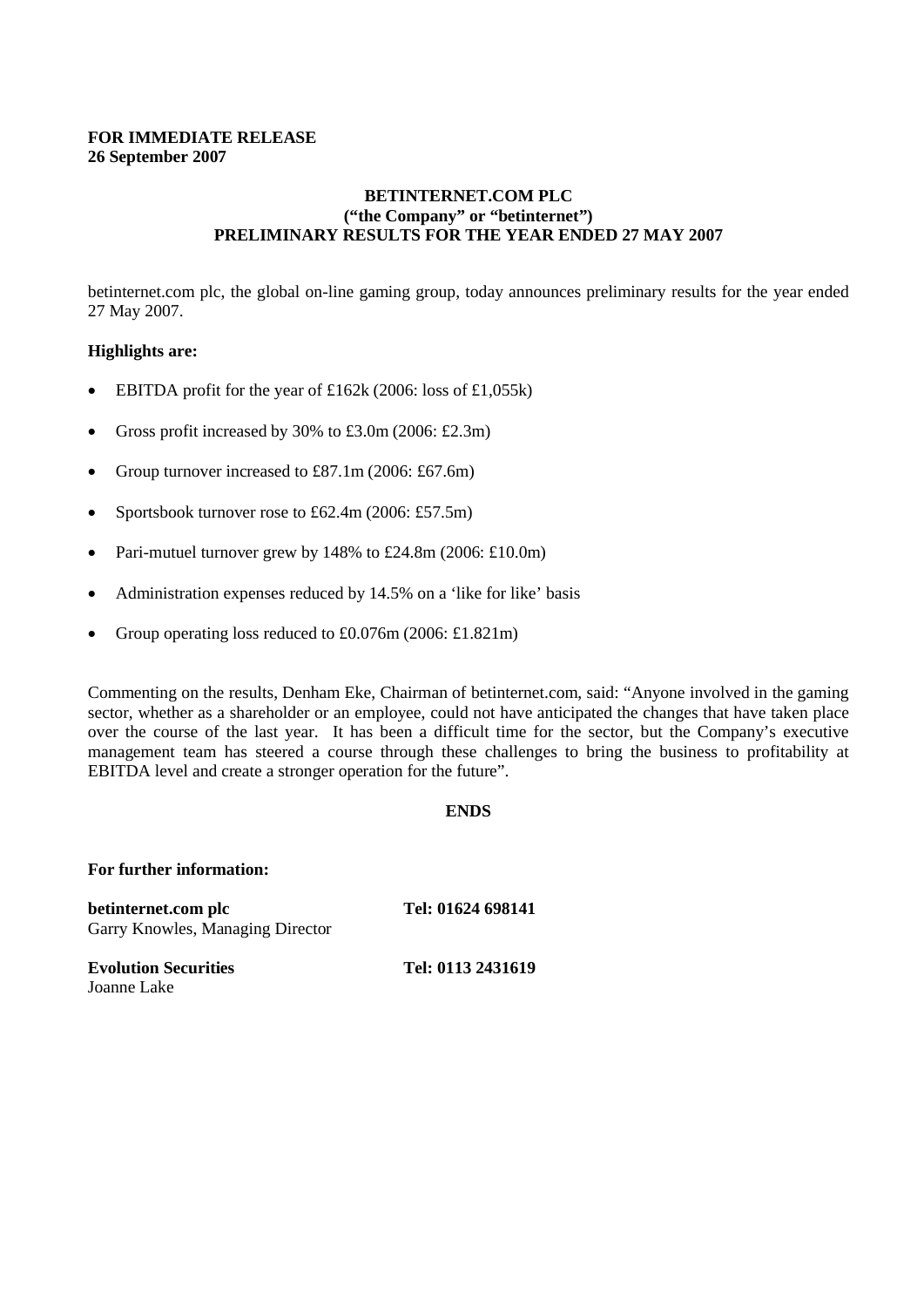**FOR IMMEDIATE RELEASE**
**26 September 2007**

# BETINTERNET.COM PLC
## ("the Company" or "betinternet")
## PRELIMINARY RESULTS FOR THE YEAR ENDED 27 MAY 2007

betinternet.com plc, the global on-line gaming group, today announces preliminary results for the year ended 27 May 2007.

**Highlights are:**

- EBITDA profit for the year of £162k (2006: loss of £1,055k)
- Gross profit increased by 30% to £3.0m (2006: £2.3m)
- Group turnover increased to £87.1m (2006: £67.6m)
- Sportsbook turnover rose to £62.4m (2006: £57.5m)
- Pari-mutuel turnover grew by 148% to £24.8m (2006: £10.0m)
- Administration expenses reduced by 14.5% on a 'like for like' basis
- Group operating loss reduced to £0.076m (2006: £1.821m)

Commenting on the results, Denham Eke, Chairman of betinternet.com, said: "Anyone involved in the gaming sector, whether as a shareholder or an employee, could not have anticipated the changes that have taken place over the course of the last year. It has been a difficult time for the sector, but the Company's executive management team has steered a course through these challenges to bring the business to profitability at EBITDA level and create a stronger operation for the future".

**ENDS**

**For further information:**

**betinternet.com plc** **Tel: 01624 698141**
Garry Knowles, Managing Director

**Evolution Securities** **Tel: 0113 2431619**
Joanne Lake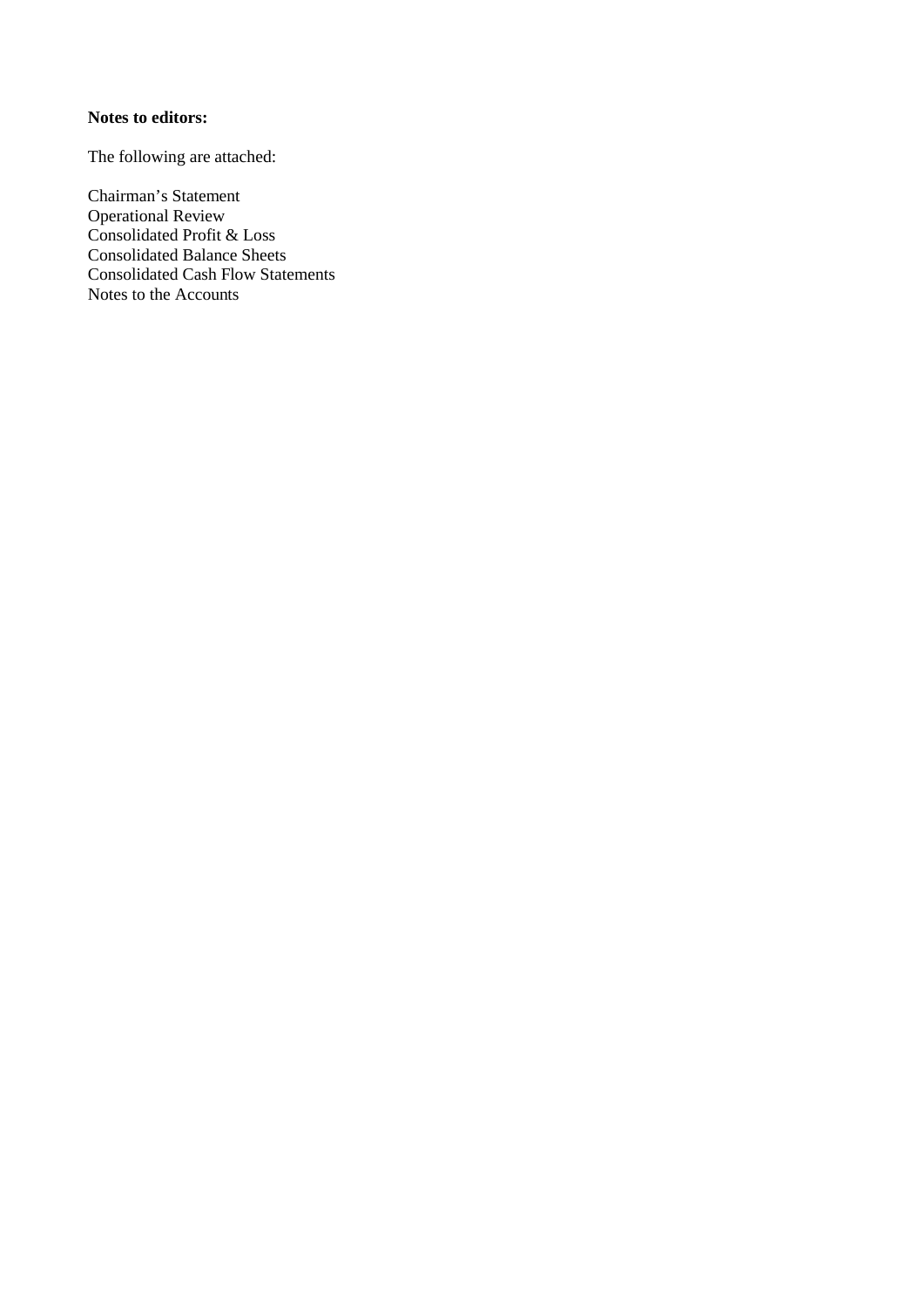**Notes to editors:**

The following are attached:

Chairman's Statement
Operational Review
Consolidated Profit & Loss
Consolidated Balance Sheets
Consolidated Cash Flow Statements
Notes to the Accounts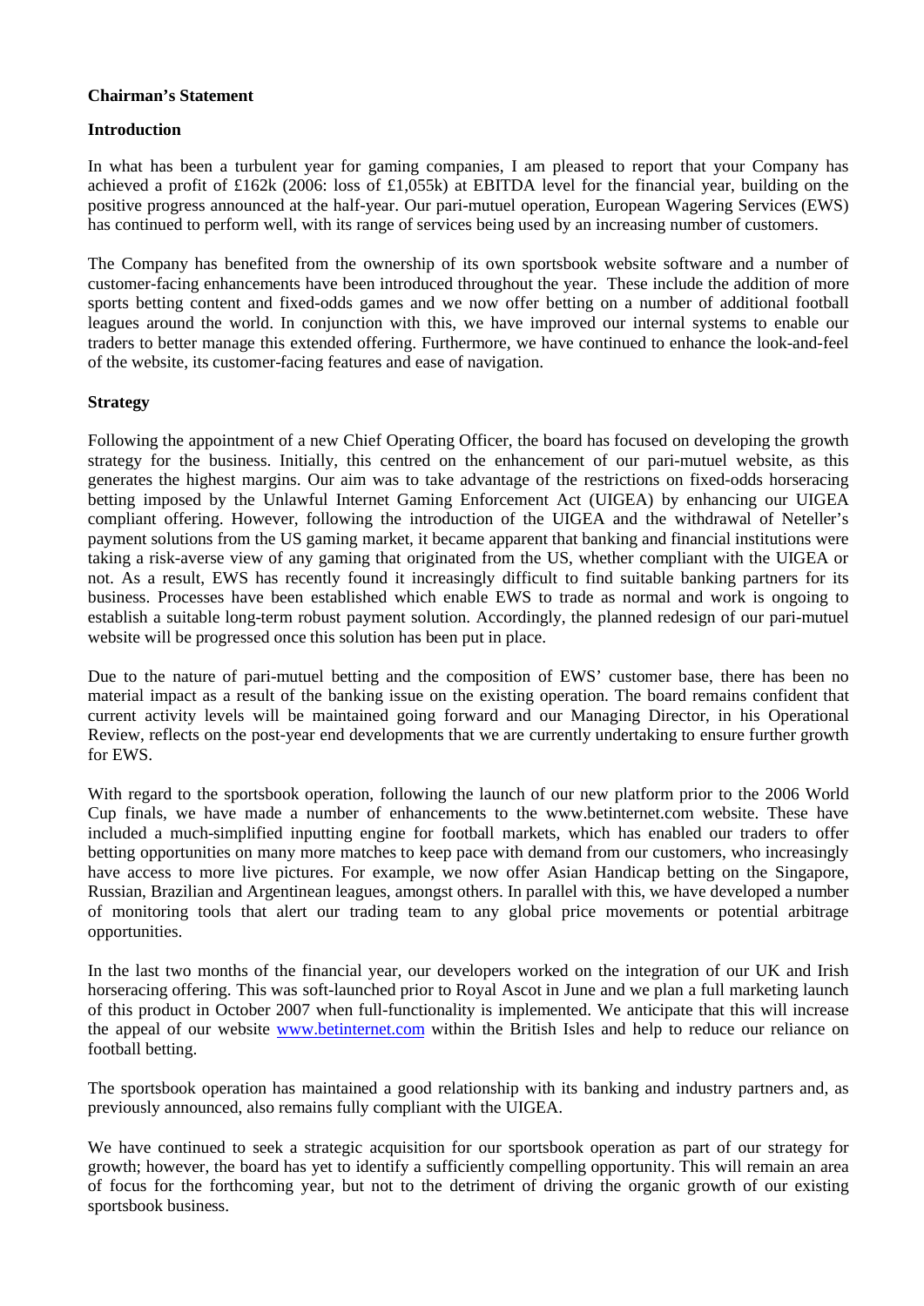**Chairman's Statement**

**Introduction**

In what has been a turbulent year for gaming companies, I am pleased to report that your Company has achieved a profit of £162k (2006: loss of £1,055k) at EBITDA level for the financial year, building on the positive progress announced at the half-year. Our pari-mutuel operation, European Wagering Services (EWS) has continued to perform well, with its range of services being used by an increasing number of customers.

The Company has benefited from the ownership of its own sportsbook website software and a number of customer-facing enhancements have been introduced throughout the year. These include the addition of more sports betting content and fixed-odds games and we now offer betting on a number of additional football leagues around the world. In conjunction with this, we have improved our internal systems to enable our traders to better manage this extended offering. Furthermore, we have continued to enhance the look-and-feel of the website, its customer-facing features and ease of navigation.

**Strategy**

Following the appointment of a new Chief Operating Officer, the board has focused on developing the growth strategy for the business. Initially, this centred on the enhancement of our pari-mutuel website, as this generates the highest margins. Our aim was to take advantage of the restrictions on fixed-odds horseracing betting imposed by the Unlawful Internet Gaming Enforcement Act (UIGEA) by enhancing our UIGEA compliant offering. However, following the introduction of the UIGEA and the withdrawal of Neteller's payment solutions from the US gaming market, it became apparent that banking and financial institutions were taking a risk-averse view of any gaming that originated from the US, whether compliant with the UIGEA or not. As a result, EWS has recently found it increasingly difficult to find suitable banking partners for its business. Processes have been established which enable EWS to trade as normal and work is ongoing to establish a suitable long-term robust payment solution. Accordingly, the planned redesign of our pari-mutuel website will be progressed once this solution has been put in place.

Due to the nature of pari-mutuel betting and the composition of EWS' customer base, there has been no material impact as a result of the banking issue on the existing operation. The board remains confident that current activity levels will be maintained going forward and our Managing Director, in his Operational Review, reflects on the post-year end developments that we are currently undertaking to ensure further growth for EWS.

With regard to the sportsbook operation, following the launch of our new platform prior to the 2006 World Cup finals, we have made a number of enhancements to the www.betinternet.com website. These have included a much-simplified inputting engine for football markets, which has enabled our traders to offer betting opportunities on many more matches to keep pace with demand from our customers, who increasingly have access to more live pictures. For example, we now offer Asian Handicap betting on the Singapore, Russian, Brazilian and Argentinean leagues, amongst others. In parallel with this, we have developed a number of monitoring tools that alert our trading team to any global price movements or potential arbitrage opportunities.

In the last two months of the financial year, our developers worked on the integration of our UK and Irish horseracing offering. This was soft-launched prior to Royal Ascot in June and we plan a full marketing launch of this product in October 2007 when full-functionality is implemented. We anticipate that this will increase the appeal of our website [www.betinternet.com](http://www.betinternet.com) within the British Isles and help to reduce our reliance on football betting.

The sportsbook operation has maintained a good relationship with its banking and industry partners and, as previously announced, also remains fully compliant with the UIGEA.

We have continued to seek a strategic acquisition for our sportsbook operation as part of our strategy for growth; however, the board has yet to identify a sufficiently compelling opportunity. This will remain an area of focus for the forthcoming year, but not to the detriment of driving the organic growth of our existing sportsbook business.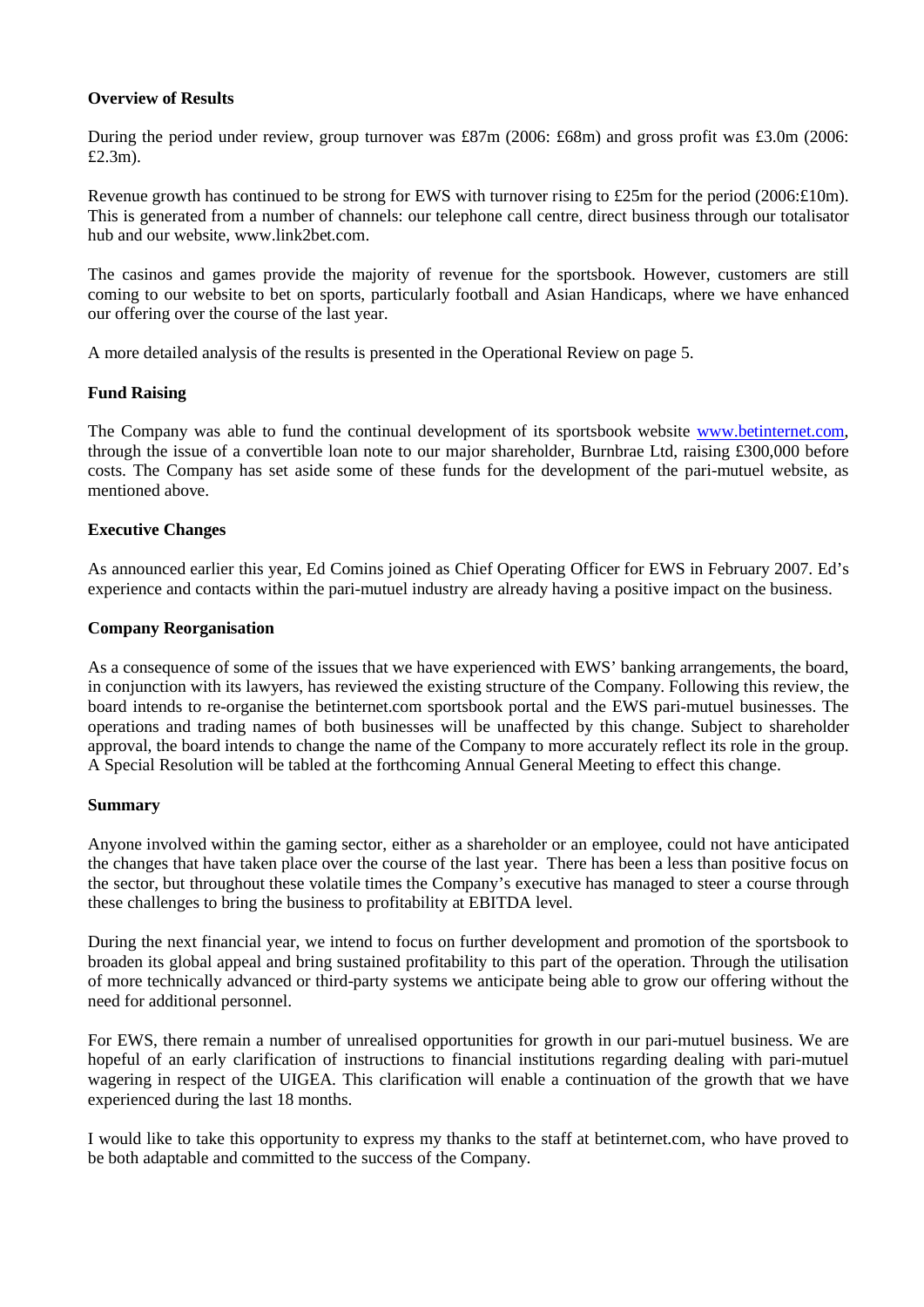**Overview of Results**

During the period under review, group turnover was £87m (2006: £68m) and gross profit was £3.0m (2006: £2.3m).

Revenue growth has continued to be strong for EWS with turnover rising to £25m for the period (2006:£10m). This is generated from a number of channels: our telephone call centre, direct business through our totalisator hub and our website, www.link2bet.com.

The casinos and games provide the majority of revenue for the sportsbook. However, customers are still coming to our website to bet on sports, particularly football and Asian Handicaps, where we have enhanced our offering over the course of the last year.

A more detailed analysis of the results is presented in the Operational Review on page 5.

**Fund Raising**

The Company was able to fund the continual development of its sportsbook website www.betinternet.com, through the issue of a convertible loan note to our major shareholder, Burnbrae Ltd, raising £300,000 before costs. The Company has set aside some of these funds for the development of the pari-mutuel website, as mentioned above.

**Executive Changes**

As announced earlier this year, Ed Comins joined as Chief Operating Officer for EWS in February 2007. Ed's experience and contacts within the pari-mutuel industry are already having a positive impact on the business.

**Company Reorganisation**

As a consequence of some of the issues that we have experienced with EWS' banking arrangements, the board, in conjunction with its lawyers, has reviewed the existing structure of the Company. Following this review, the board intends to re-organise the betinternet.com sportsbook portal and the EWS pari-mutuel businesses. The operations and trading names of both businesses will be unaffected by this change. Subject to shareholder approval, the board intends to change the name of the Company to more accurately reflect its role in the group. A Special Resolution will be tabled at the forthcoming Annual General Meeting to effect this change.

**Summary**

Anyone involved within the gaming sector, either as a shareholder or an employee, could not have anticipated the changes that have taken place over the course of the last year. There has been a less than positive focus on the sector, but throughout these volatile times the Company's executive has managed to steer a course through these challenges to bring the business to profitability at EBITDA level.

During the next financial year, we intend to focus on further development and promotion of the sportsbook to broaden its global appeal and bring sustained profitability to this part of the operation. Through the utilisation of more technically advanced or third-party systems we anticipate being able to grow our offering without the need for additional personnel.

For EWS, there remain a number of unrealised opportunities for growth in our pari-mutuel business. We are hopeful of an early clarification of instructions to financial institutions regarding dealing with pari-mutuel wagering in respect of the UIGEA. This clarification will enable a continuation of the growth that we have experienced during the last 18 months.

I would like to take this opportunity to express my thanks to the staff at betinternet.com, who have proved to be both adaptable and committed to the success of the Company.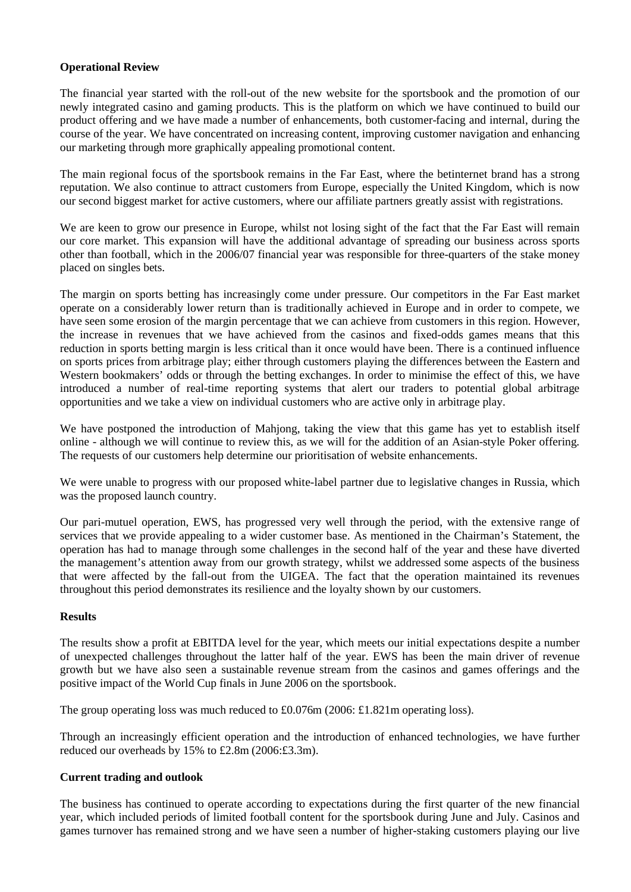**Operational Review**

The financial year started with the roll-out of the new website for the sportsbook and the promotion of our newly integrated casino and gaming products. This is the platform on which we have continued to build our product offering and we have made a number of enhancements, both customer-facing and internal, during the course of the year. We have concentrated on increasing content, improving customer navigation and enhancing our marketing through more graphically appealing promotional content.

The main regional focus of the sportsbook remains in the Far East, where the betinternet brand has a strong reputation. We also continue to attract customers from Europe, especially the United Kingdom, which is now our second biggest market for active customers, where our affiliate partners greatly assist with registrations.

We are keen to grow our presence in Europe, whilst not losing sight of the fact that the Far East will remain our core market. This expansion will have the additional advantage of spreading our business across sports other than football, which in the 2006/07 financial year was responsible for three-quarters of the stake money placed on singles bets.

The margin on sports betting has increasingly come under pressure. Our competitors in the Far East market operate on a considerably lower return than is traditionally achieved in Europe and in order to compete, we have seen some erosion of the margin percentage that we can achieve from customers in this region. However, the increase in revenues that we have achieved from the casinos and fixed-odds games means that this reduction in sports betting margin is less critical than it once would have been. There is a continued influence on sports prices from arbitrage play; either through customers playing the differences between the Eastern and Western bookmakers' odds or through the betting exchanges. In order to minimise the effect of this, we have introduced a number of real-time reporting systems that alert our traders to potential global arbitrage opportunities and we take a view on individual customers who are active only in arbitrage play.

We have postponed the introduction of Mahjong, taking the view that this game has yet to establish itself online - although we will continue to review this, as we will for the addition of an Asian-style Poker offering. The requests of our customers help determine our prioritisation of website enhancements.

We were unable to progress with our proposed white-label partner due to legislative changes in Russia, which was the proposed launch country.

Our pari-mutuel operation, EWS, has progressed very well through the period, with the extensive range of services that we provide appealing to a wider customer base. As mentioned in the Chairman's Statement, the operation has had to manage through some challenges in the second half of the year and these have diverted the management's attention away from our growth strategy, whilst we addressed some aspects of the business that were affected by the fall-out from the UIGEA. The fact that the operation maintained its revenues throughout this period demonstrates its resilience and the loyalty shown by our customers.

**Results**

The results show a profit at EBITDA level for the year, which meets our initial expectations despite a number of unexpected challenges throughout the latter half of the year. EWS has been the main driver of revenue growth but we have also seen a sustainable revenue stream from the casinos and games offerings and the positive impact of the World Cup finals in June 2006 on the sportsbook.

The group operating loss was much reduced to £0.076m (2006: £1.821m operating loss).

Through an increasingly efficient operation and the introduction of enhanced technologies, we have further reduced our overheads by 15% to £2.8m (2006:£3.3m).

**Current trading and outlook**

The business has continued to operate according to expectations during the first quarter of the new financial year, which included periods of limited football content for the sportsbook during June and July. Casinos and games turnover has remained strong and we have seen a number of higher-staking customers playing our live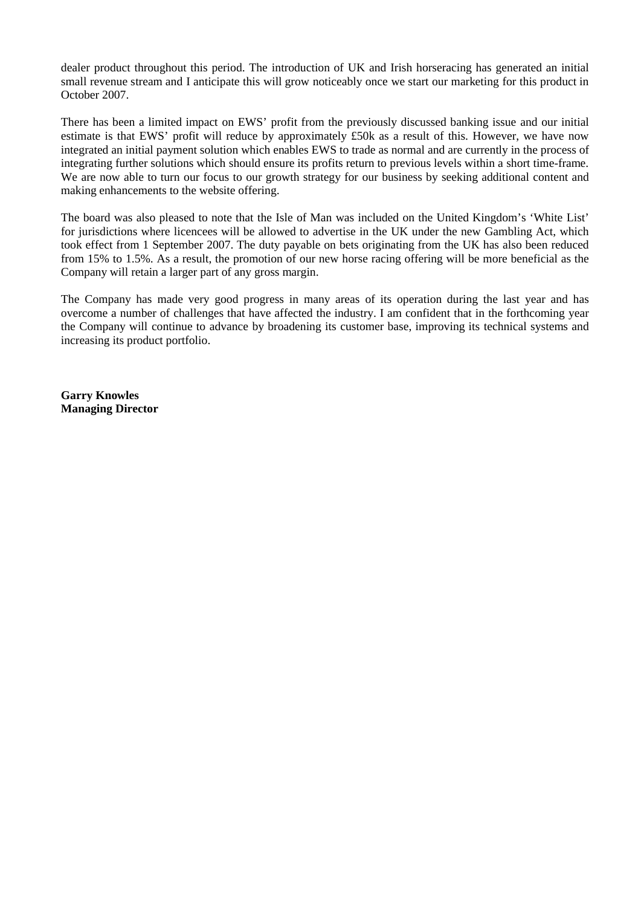dealer product throughout this period. The introduction of UK and Irish horseracing has generated an initial small revenue stream and I anticipate this will grow noticeably once we start our marketing for this product in October 2007.

There has been a limited impact on EWS' profit from the previously discussed banking issue and our initial estimate is that EWS' profit will reduce by approximately £50k as a result of this. However, we have now integrated an initial payment solution which enables EWS to trade as normal and are currently in the process of integrating further solutions which should ensure its profits return to previous levels within a short time-frame. We are now able to turn our focus to our growth strategy for our business by seeking additional content and making enhancements to the website offering.

The board was also pleased to note that the Isle of Man was included on the United Kingdom's 'White List' for jurisdictions where licencees will be allowed to advertise in the UK under the new Gambling Act, which took effect from 1 September 2007. The duty payable on bets originating from the UK has also been reduced from 15% to 1.5%. As a result, the promotion of our new horse racing offering will be more beneficial as the Company will retain a larger part of any gross margin.

The Company has made very good progress in many areas of its operation during the last year and has overcome a number of challenges that have affected the industry. I am confident that in the forthcoming year the Company will continue to advance by broadening its customer base, improving its technical systems and increasing its product portfolio.

**Garry Knowles**
**Managing Director**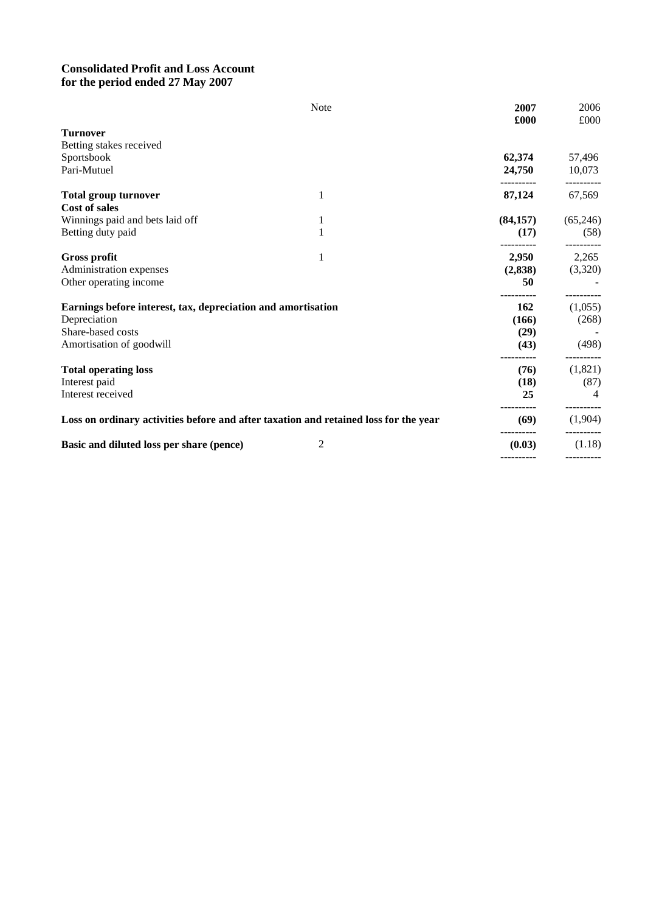**Consolidated Profit and Loss Account**
**for the period ended 27 May 2007**

| | Note | 2007 £000 | 2006 £000 |
|---|---|---|---|
| **Turnover** | | | |
| Betting stakes received | | | |
| Sportsbook | | **62,374** | 57,496 |
| Pari-Mutuel | | **24,750** | 10,073 |
| **Total group turnover** | 1 | **87,124** | 67,569 |
| **Cost of sales** | | | |
| Winnings paid and bets laid off | 1 | **(84,157)** | (65,246) |
| Betting duty paid | 1 | **(17)** | (58) |
| **Gross profit** | 1 | **2,950** | 2,265 |
| Administration expenses | | **(2,838)** | (3,320) |
| Other operating income | | **50** | - |
| **Earnings before interest, tax, depreciation and amortisation** | | **162** | (1,055) |
| Depreciation | | **(166)** | (268) |
| Share-based costs | | **(29)** | - |
| Amortisation of goodwill | | **(43)** | (498) |
| **Total operating loss** | | **(76)** | (1,821) |
| Interest paid | | **(18)** | (87) |
| Interest received | | **25** | 4 |
| **Loss on ordinary activities before and after taxation and retained loss for the year** | | **(69)** | (1,904) |
| **Basic and diluted loss per share (pence)** | 2 | **(0.03)** | (1.18) |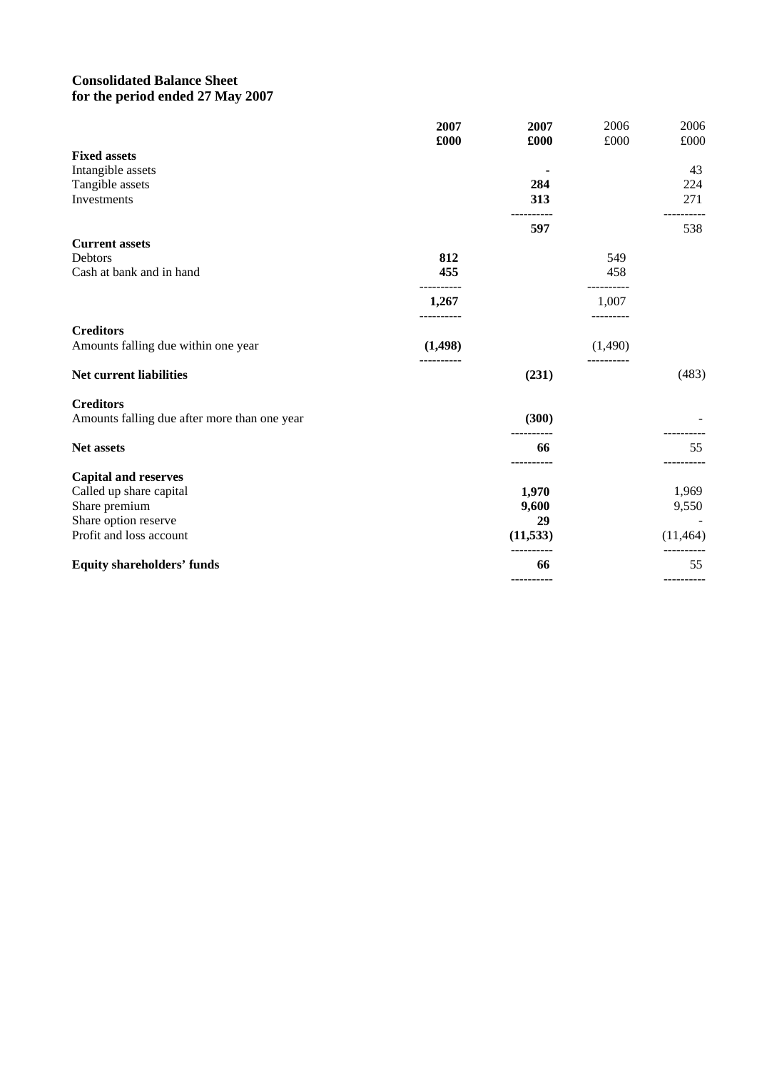**Consolidated Balance Sheet**
**for the period ended 27 May 2007**

| | **2007** | **2007** | 2006 | 2006 |
|---|---|---|---|---|
| | **£000** | **£000** | £000 | £000 |
| **Fixed assets** | | | | |
| Intangible assets | | **-** | | 43 |
| Tangible assets | | **284** | | 224 |
| Investments | | **313** | | 271 |
| | | **597** | | 538 |
| **Current assets** | | | | |
| Debtors | **812** | | 549 | |
| Cash at bank and in hand | **455** | | 458 | |
| | **1,267** | | 1,007 | |
| **Creditors** | | | | |
| Amounts falling due within one year | **(1,498)** | | (1,490) | |
| **Net current liabilities** | | **(231)** | | (483) |
| **Creditors** | | | | |
| Amounts falling due after more than one year | | **(300)** | | - |
| **Net assets** | | **66** | | 55 |
| **Capital and reserves** | | | | |
| Called up share capital | | **1,970** | | 1,969 |
| Share premium | | **9,600** | | 9,550 |
| Share option reserve | | **29** | | - |
| Profit and loss account | | **(11,533)** | | (11,464) |
| **Equity shareholders' funds** | | **66** | | 55 |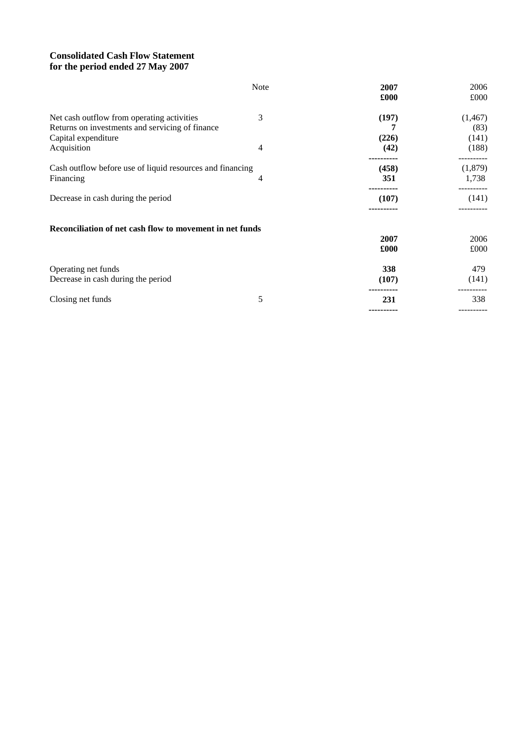**Consolidated Cash Flow Statement**
**for the period ended 27 May 2007**

| | Note | **2007** | 2006 |
|---|---|---|---|
| | | **£000** | £000 |
| Net cash outflow from operating activities | 3 | **(197)** | (1,467) |
| Returns on investments and servicing of finance | | **7** | (83) |
| Capital expenditure | | **(226)** | (141) |
| Acquisition | 4 | **(42)** | (188) |
| Cash outflow before use of liquid resources and financing | | **(458)** | (1,879) |
| Financing | 4 | **351** | 1,738 |
| Decrease in cash during the period | | **(107)** | (141) |

**Reconciliation of net cash flow to movement in net funds**

| | Note | **2007** | 2006 |
|---|---|---|---|
| | | **£000** | £000 |
| Operating net funds | | **338** | 479 |
| Decrease in cash during the period | | **(107)** | (141) |
| Closing net funds | 5 | **231** | 338 |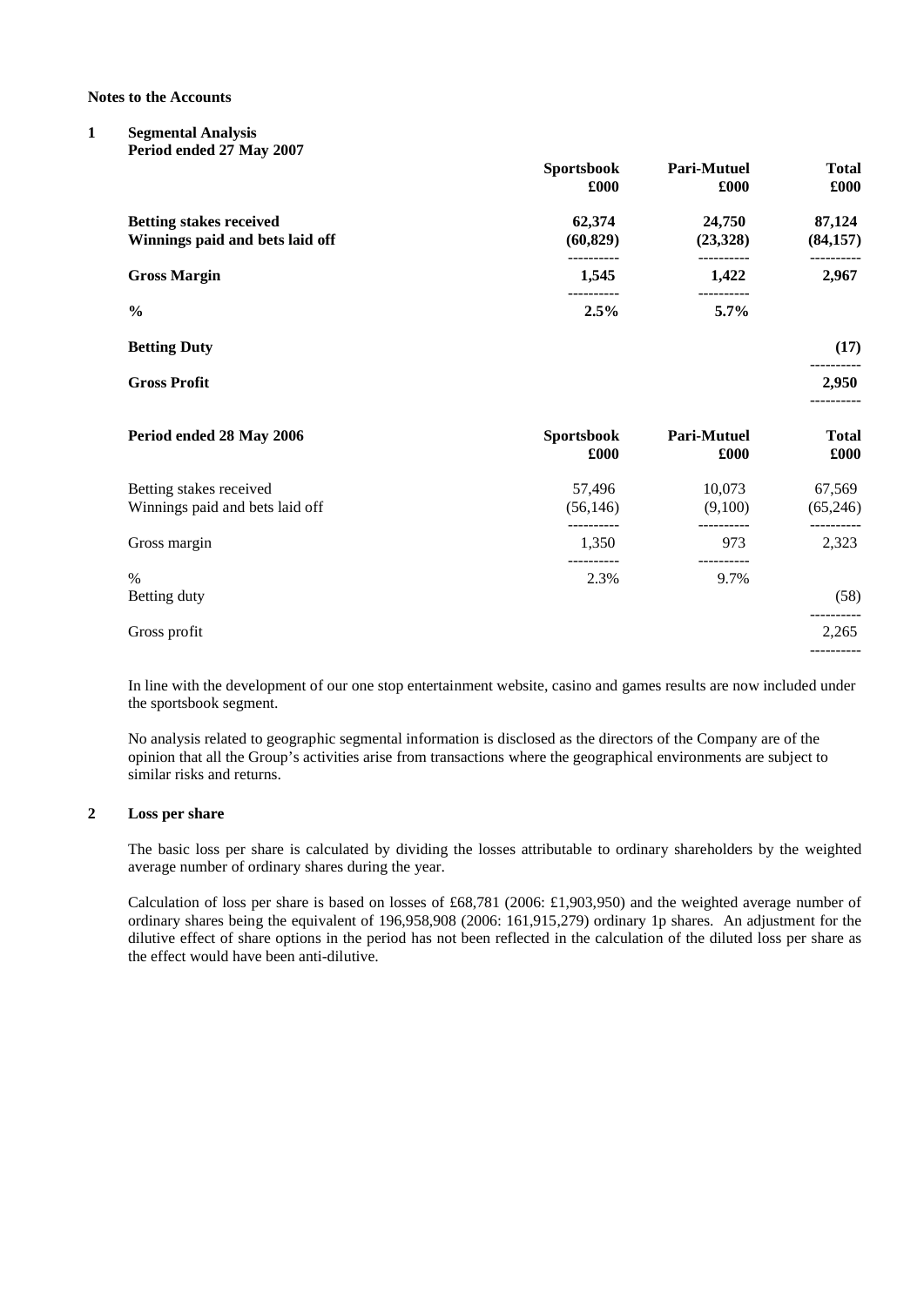**Notes to the Accounts**

**1 Segmental Analysis**

**Period ended 27 May 2007**

| | **Sportsbook £000** | **Pari-Mutuel £000** | **Total £000** |
|---|---|---|---|
| **Betting stakes received** | **62,374** | **24,750** | **87,124** |
| **Winnings paid and bets laid off** | **(60,829)** | **(23,328)** | **(84,157)** |
| **Gross Margin** | **1,545** | **1,422** | **2,967** |
| **%** | **2.5%** | **5.7%** | |
| **Betting Duty** | | | **(17)** |
| **Gross Profit** | | | **2,950** |

| **Period ended 28 May 2006** | **Sportsbook £000** | **Pari-Mutuel £000** | **Total £000** |
|---|---|---|---|
| Betting stakes received | 57,496 | 10,073 | 67,569 |
| Winnings paid and bets laid off | (56,146) | (9,100) | (65,246) |
| Gross margin | 1,350 | 973 | 2,323 |
| % | 2.3% | 9.7% | |
| Betting duty | | | (58) |
| Gross profit | | | 2,265 |

In line with the development of our one stop entertainment website, casino and games results are now included under the sportsbook segment.

No analysis related to geographic segmental information is disclosed as the directors of the Company are of the opinion that all the Group's activities arise from transactions where the geographical environments are subject to similar risks and returns.

**2 Loss per share**

The basic loss per share is calculated by dividing the losses attributable to ordinary shareholders by the weighted average number of ordinary shares during the year.

Calculation of loss per share is based on losses of £68,781 (2006: £1,903,950) and the weighted average number of ordinary shares being the equivalent of 196,958,908 (2006: 161,915,279) ordinary 1p shares. An adjustment for the dilutive effect of share options in the period has not been reflected in the calculation of the diluted loss per share as the effect would have been anti-dilutive.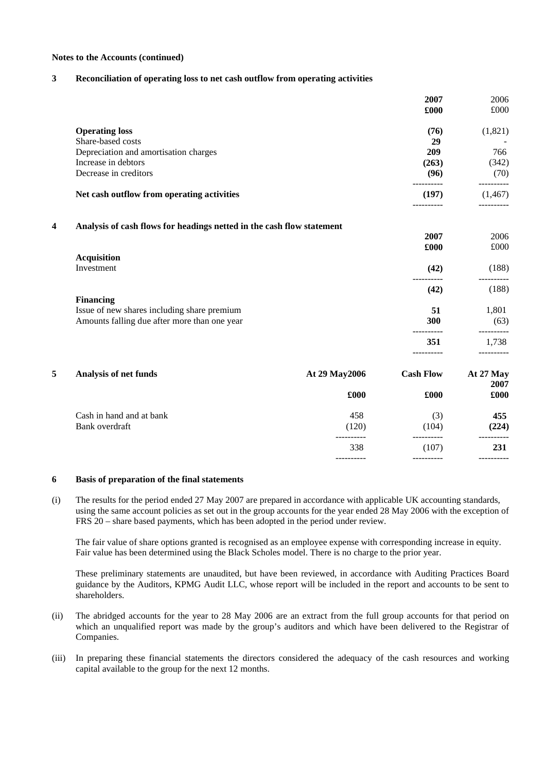**Notes to the Accounts (continued)**

## 3 Reconciliation of operating loss to net cash outflow from operating activities

| | 2007 £000 | 2006 £000 |
|---|---|---|
| **Operating loss** | **(76)** | (1,821) |
| Share-based costs | **29** | - |
| Depreciation and amortisation charges | **209** | 766 |
| Increase in debtors | **(263)** | (342) |
| Decrease in creditors | **(96)** | (70) |
| **Net cash outflow from operating activities** | **(197)** | (1,467) |

## 4 Analysis of cash flows for headings netted in the cash flow statement

| | 2007 £000 | 2006 £000 |
|---|---|---|
| **Acquisition** | | |
| Investment | **(42)** | (188) |
| | **(42)** | (188) |
| **Financing** | | |
| Issue of new shares including share premium | **51** | 1,801 |
| Amounts falling due after more than one year | **300** | (63) |
| | **351** | 1,738 |

## 5 Analysis of net funds

| | At 29 May2006 £000 | Cash Flow £000 | At 27 May 2007 £000 |
|---|---|---|---|
| Cash in hand and at bank | 458 | (3) | **455** |
| Bank overdraft | (120) | (104) | **(224)** |
| | 338 | (107) | **231** |

## 6 Basis of preparation of the final statements

(i) The results for the period ended 27 May 2007 are prepared in accordance with applicable UK accounting standards, using the same account policies as set out in the group accounts for the year ended 28 May 2006 with the exception of FRS 20 – share based payments, which has been adopted in the period under review.

The fair value of share options granted is recognised as an employee expense with corresponding increase in equity. Fair value has been determined using the Black Scholes model. There is no charge to the prior year.

These preliminary statements are unaudited, but have been reviewed, in accordance with Auditing Practices Board guidance by the Auditors, KPMG Audit LLC, whose report will be included in the report and accounts to be sent to shareholders.

(ii) The abridged accounts for the year to 28 May 2006 are an extract from the full group accounts for that period on which an unqualified report was made by the group's auditors and which have been delivered to the Registrar of Companies.

(iii) In preparing these financial statements the directors considered the adequacy of the cash resources and working capital available to the group for the next 12 months.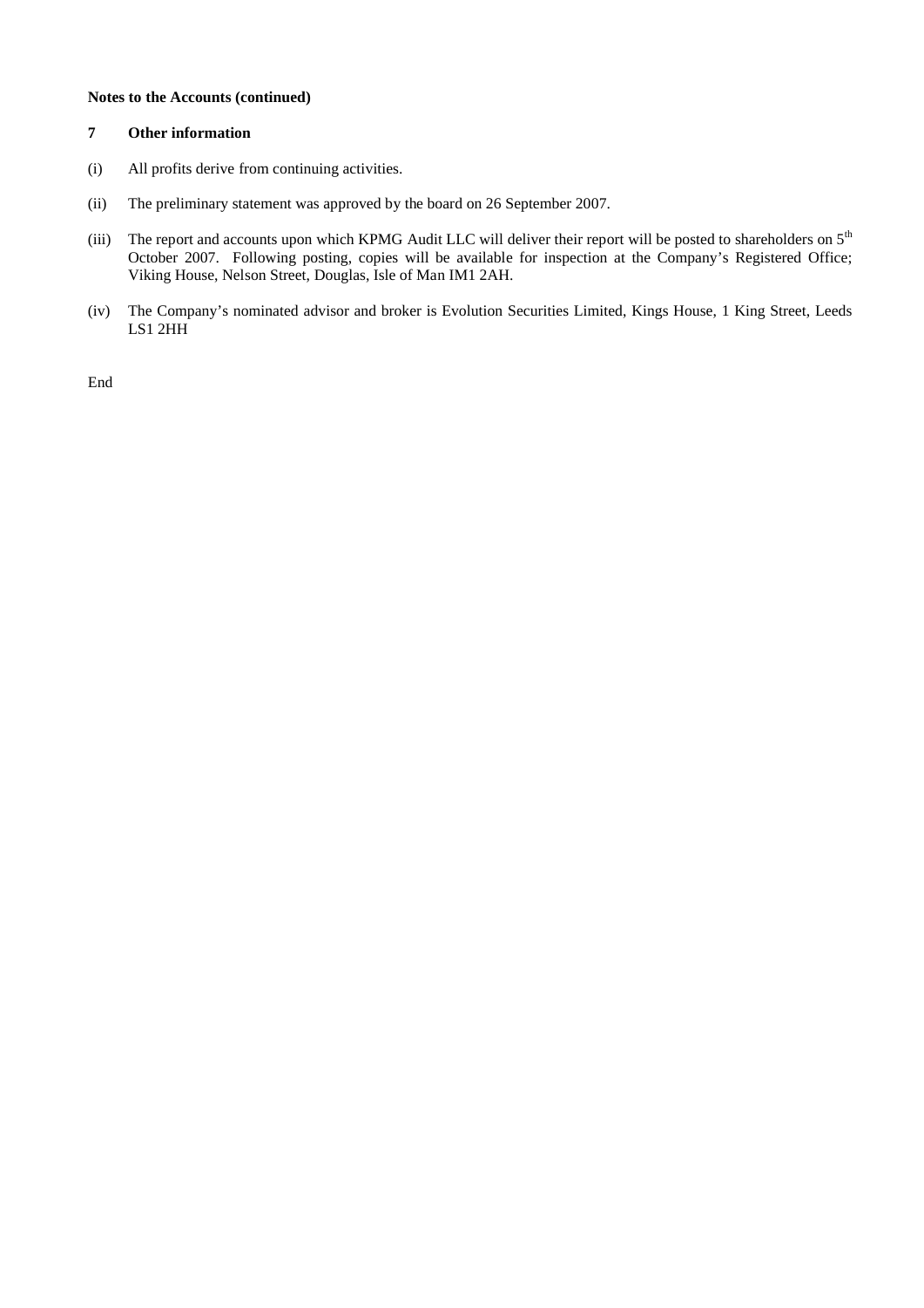**Notes to the Accounts (continued)**

## 7 Other information

(i) All profits derive from continuing activities.

(ii) The preliminary statement was approved by the board on 26 September 2007.

(iii) The report and accounts upon which KPMG Audit LLC will deliver their report will be posted to shareholders on 5th October 2007. Following posting, copies will be available for inspection at the Company's Registered Office; Viking House, Nelson Street, Douglas, Isle of Man IM1 2AH.

(iv) The Company's nominated advisor and broker is Evolution Securities Limited, Kings House, 1 King Street, Leeds LS1 2HH

End